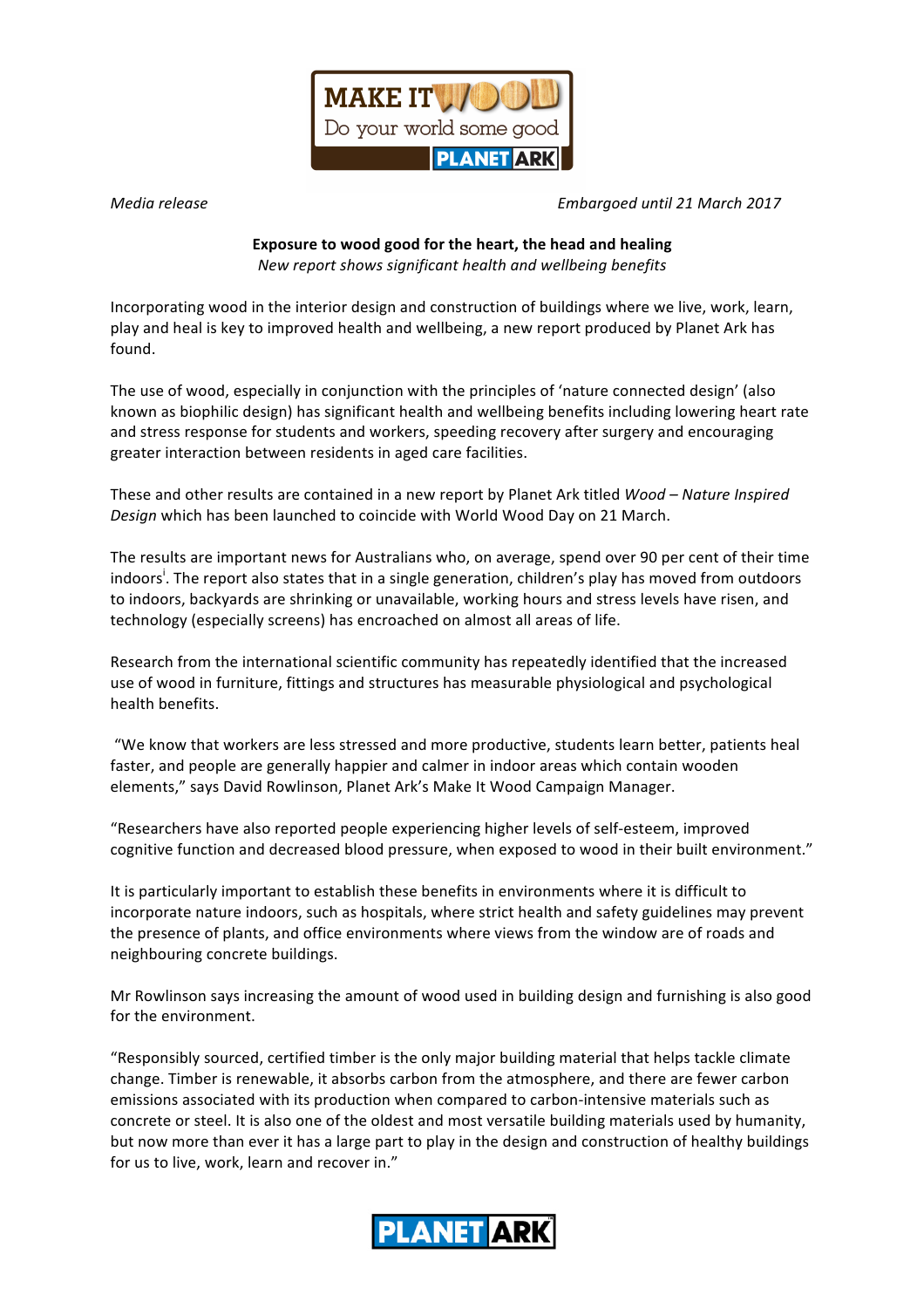MAKE IT WOOD
Do your world some good
PLANET ARK

*Media release* *Embargoed until 21 March 2017*

**Exposure to wood good for the heart, the head and healing**

*New report shows significant health and wellbeing benefits*

Incorporating wood in the interior design and construction of buildings where we live, work, learn, play and heal is key to improved health and wellbeing, a new report produced by Planet Ark has found.

The use of wood, especially in conjunction with the principles of 'nature connected design' (also known as biophilic design) has significant health and wellbeing benefits including lowering heart rate and stress response for students and workers, speeding recovery after surgery and encouraging greater interaction between residents in aged care facilities.

These and other results are contained in a new report by Planet Ark titled *Wood – Nature Inspired Design* which has been launched to coincide with World Wood Day on 21 March.

The results are important news for Australians who, on average, spend over 90 per cent of their time indoors[i]. The report also states that in a single generation, children's play has moved from outdoors to indoors, backyards are shrinking or unavailable, working hours and stress levels have risen, and technology (especially screens) has encroached on almost all areas of life.

Research from the international scientific community has repeatedly identified that the increased use of wood in furniture, fittings and structures has measurable physiological and psychological health benefits.

"We know that workers are less stressed and more productive, students learn better, patients heal faster, and people are generally happier and calmer in indoor areas which contain wooden elements," says David Rowlinson, Planet Ark's Make It Wood Campaign Manager.

"Researchers have also reported people experiencing higher levels of self-esteem, improved cognitive function and decreased blood pressure, when exposed to wood in their built environment."

It is particularly important to establish these benefits in environments where it is difficult to incorporate nature indoors, such as hospitals, where strict health and safety guidelines may prevent the presence of plants, and office environments where views from the window are of roads and neighbouring concrete buildings.

Mr Rowlinson says increasing the amount of wood used in building design and furnishing is also good for the environment.

"Responsibly sourced, certified timber is the only major building material that helps tackle climate change. Timber is renewable, it absorbs carbon from the atmosphere, and there are fewer carbon emissions associated with its production when compared to carbon-intensive materials such as concrete or steel. It is also one of the oldest and most versatile building materials used by humanity, but now more than ever it has a large part to play in the design and construction of healthy buildings for us to live, work, learn and recover in."

PLANET ARK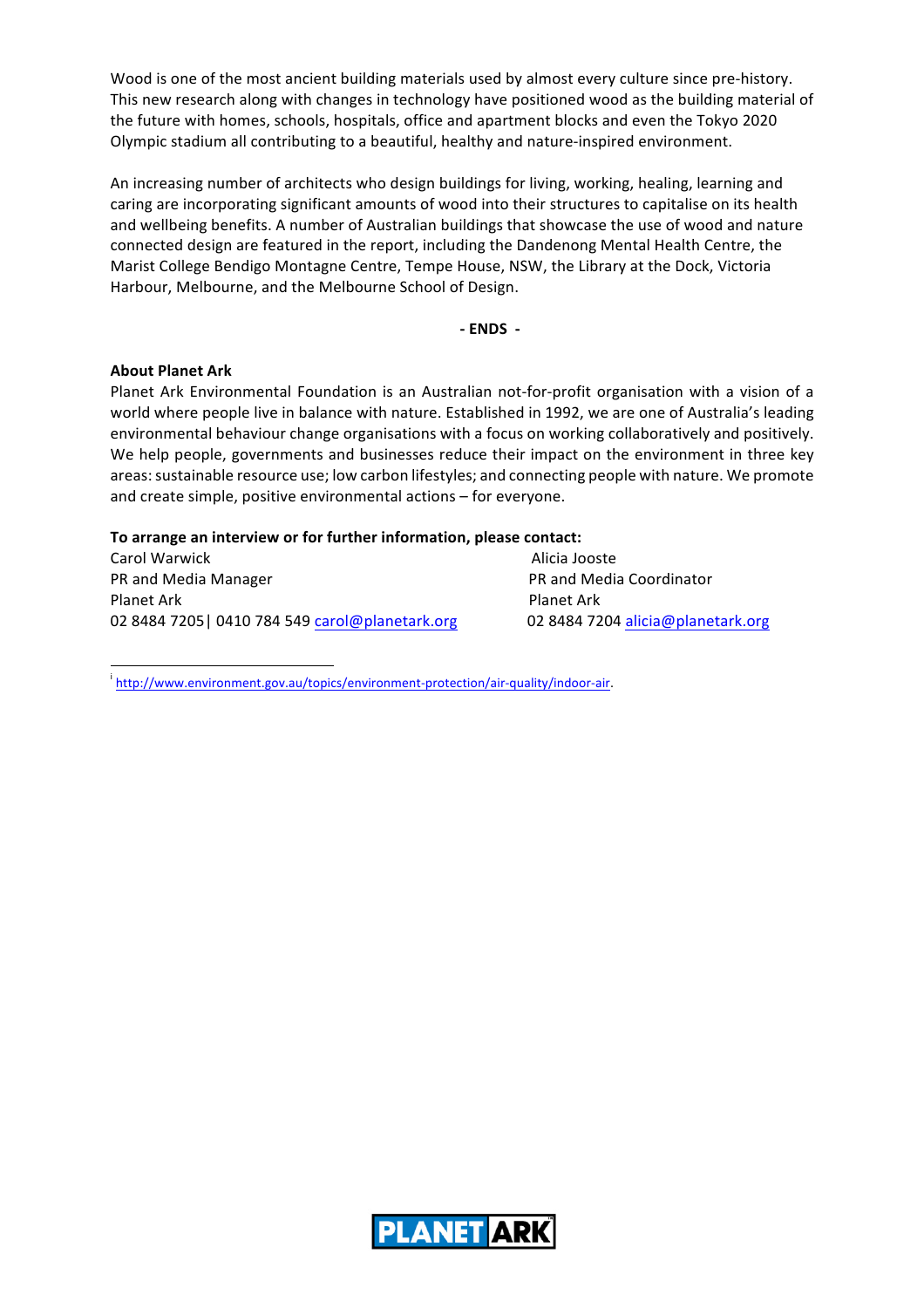Wood is one of the most ancient building materials used by almost every culture since pre-history. This new research along with changes in technology have positioned wood as the building material of the future with homes, schools, hospitals, office and apartment blocks and even the Tokyo 2020 Olympic stadium all contributing to a beautiful, healthy and nature-inspired environment.

An increasing number of architects who design buildings for living, working, healing, learning and caring are incorporating significant amounts of wood into their structures to capitalise on its health and wellbeing benefits. A number of Australian buildings that showcase the use of wood and nature connected design are featured in the report, including the Dandenong Mental Health Centre, the Marist College Bendigo Montagne Centre, Tempe House, NSW, the Library at the Dock, Victoria Harbour, Melbourne, and the Melbourne School of Design.

**- ENDS -**

**About Planet Ark**

Planet Ark Environmental Foundation is an Australian not-for-profit organisation with a vision of a world where people live in balance with nature. Established in 1992, we are one of Australia's leading environmental behaviour change organisations with a focus on working collaboratively and positively. We help people, governments and businesses reduce their impact on the environment in three key areas: sustainable resource use; low carbon lifestyles; and connecting people with nature. We promote and create simple, positive environmental actions – for everyone.

**To arrange an interview or for further information, please contact:**

Carol Warwick
PR and Media Manager
Planet Ark
02 8484 7205| 0410 784 549 carol@planetark.org

Alicia Jooste
PR and Media Coordinator
Planet Ark
02 8484 7204 alicia@planetark.org

[i] http://www.environment.gov.au/topics/environment-protection/air-quality/indoor-air.